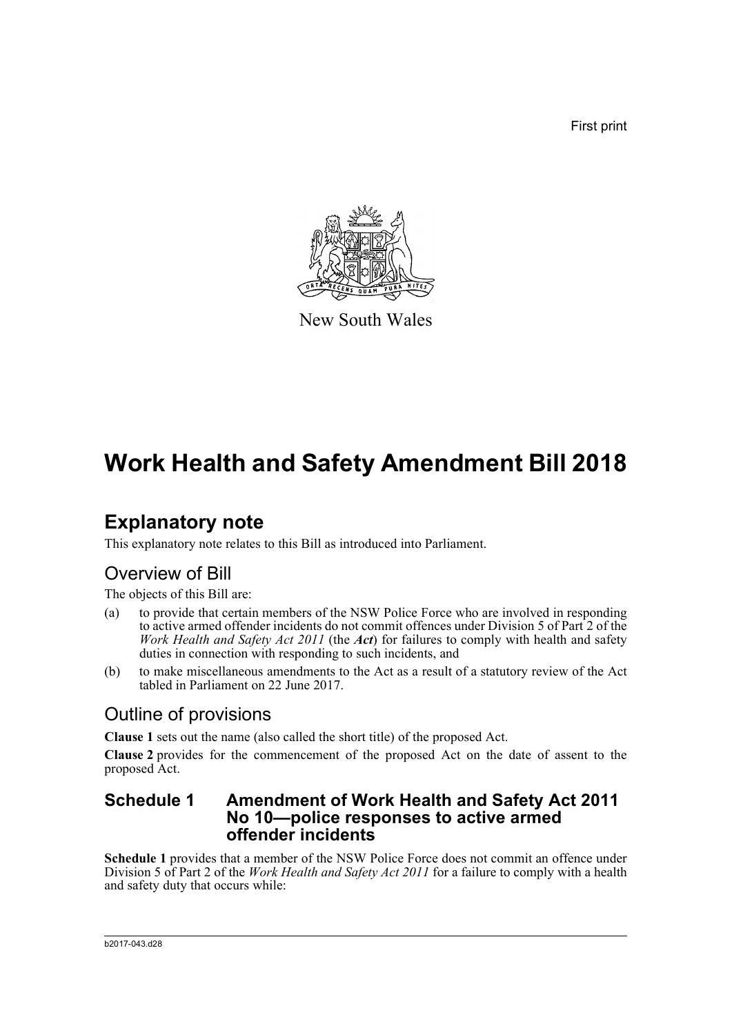First print

New South Wales

# Work Health and Safety Amendment Bill 2018

## Explanatory note

This explanatory note relates to this Bill as introduced into Parliament.

## Overview of Bill

The objects of this Bill are:

(a) to provide that certain members of the NSW Police Force who are involved in responding to active armed offender incidents do not commit offences under Division 5 of Part 2 of the *Work Health and Safety Act 2011* (the ***Act***) for failures to comply with health and safety duties in connection with responding to such incidents, and

(b) to make miscellaneous amendments to the Act as a result of a statutory review of the Act tabled in Parliament on 22 June 2017.

## Outline of provisions

**Clause 1** sets out the name (also called the short title) of the proposed Act.

**Clause 2** provides for the commencement of the proposed Act on the date of assent to the proposed Act.

### Schedule 1 Amendment of Work Health and Safety Act 2011 No 10—police responses to active armed offender incidents

**Schedule 1** provides that a member of the NSW Police Force does not commit an offence under Division 5 of Part 2 of the *Work Health and Safety Act 2011* for a failure to comply with a health and safety duty that occurs while:

b2017-043.d28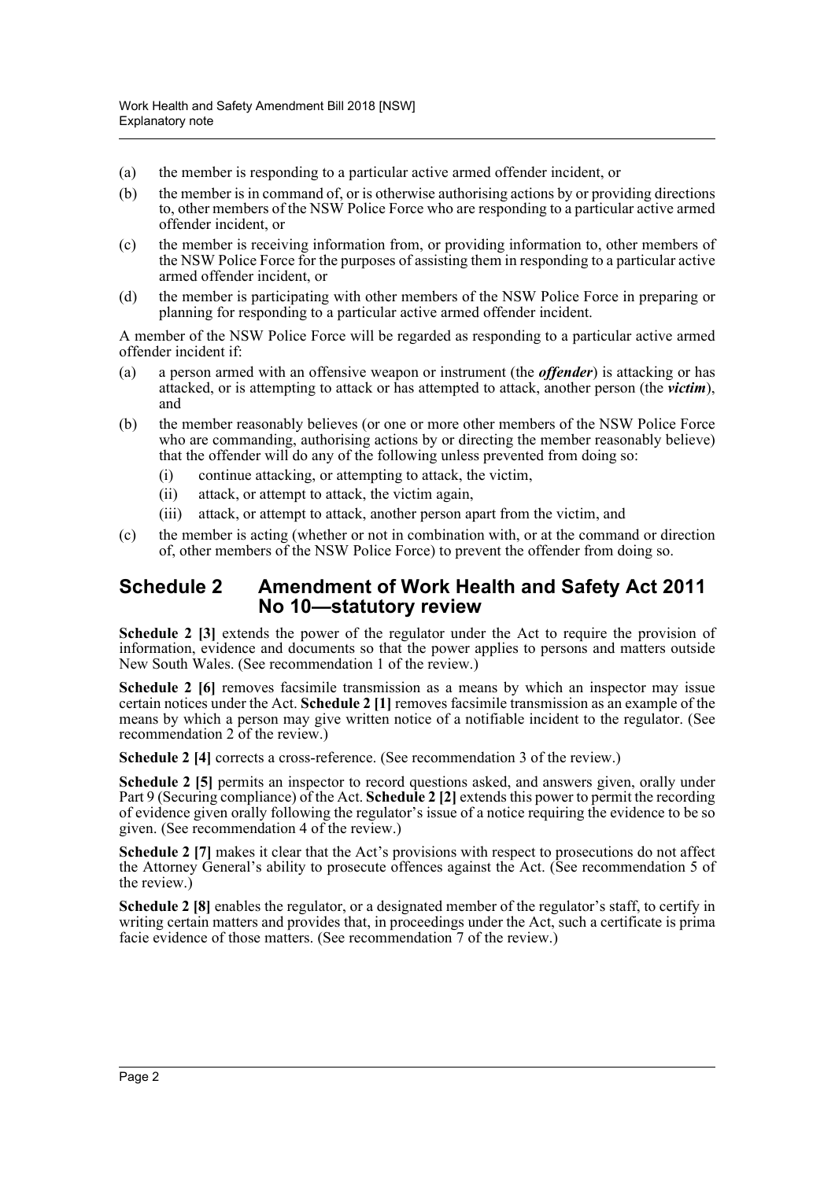(a) the member is responding to a particular active armed offender incident, or

(b) the member is in command of, or is otherwise authorising actions by or providing directions to, other members of the NSW Police Force who are responding to a particular active armed offender incident, or

(c) the member is receiving information from, or providing information to, other members of the NSW Police Force for the purposes of assisting them in responding to a particular active armed offender incident, or

(d) the member is participating with other members of the NSW Police Force in preparing or planning for responding to a particular active armed offender incident.

A member of the NSW Police Force will be regarded as responding to a particular active armed offender incident if:

(a) a person armed with an offensive weapon or instrument (the ***offender***) is attacking or has attacked, or is attempting to attack or has attempted to attack, another person (the ***victim***), and

(b) the member reasonably believes (or one or more other members of the NSW Police Force who are commanding, authorising actions by or directing the member reasonably believe) that the offender will do any of the following unless prevented from doing so:

   (i) continue attacking, or attempting to attack, the victim,

   (ii) attack, or attempt to attack, the victim again,

   (iii) attack, or attempt to attack, another person apart from the victim, and

(c) the member is acting (whether or not in combination with, or at the command or direction of, other members of the NSW Police Force) to prevent the offender from doing so.

## Schedule 2 Amendment of Work Health and Safety Act 2011 No 10—statutory review

**Schedule 2 [3]** extends the power of the regulator under the Act to require the provision of information, evidence and documents so that the power applies to persons and matters outside New South Wales. (See recommendation 1 of the review.)

**Schedule 2 [6]** removes facsimile transmission as a means by which an inspector may issue certain notices under the Act. **Schedule 2 [1]** removes facsimile transmission as an example of the means by which a person may give written notice of a notifiable incident to the regulator. (See recommendation 2 of the review.)

**Schedule 2 [4]** corrects a cross-reference. (See recommendation 3 of the review.)

**Schedule 2 [5]** permits an inspector to record questions asked, and answers given, orally under Part 9 (Securing compliance) of the Act. **Schedule 2 [2]** extends this power to permit the recording of evidence given orally following the regulator's issue of a notice requiring the evidence to be so given. (See recommendation 4 of the review.)

**Schedule 2 [7]** makes it clear that the Act's provisions with respect to prosecutions do not affect the Attorney General's ability to prosecute offences against the Act. (See recommendation 5 of the review.)

**Schedule 2 [8]** enables the regulator, or a designated member of the regulator's staff, to certify in writing certain matters and provides that, in proceedings under the Act, such a certificate is prima facie evidence of those matters. (See recommendation 7 of the review.)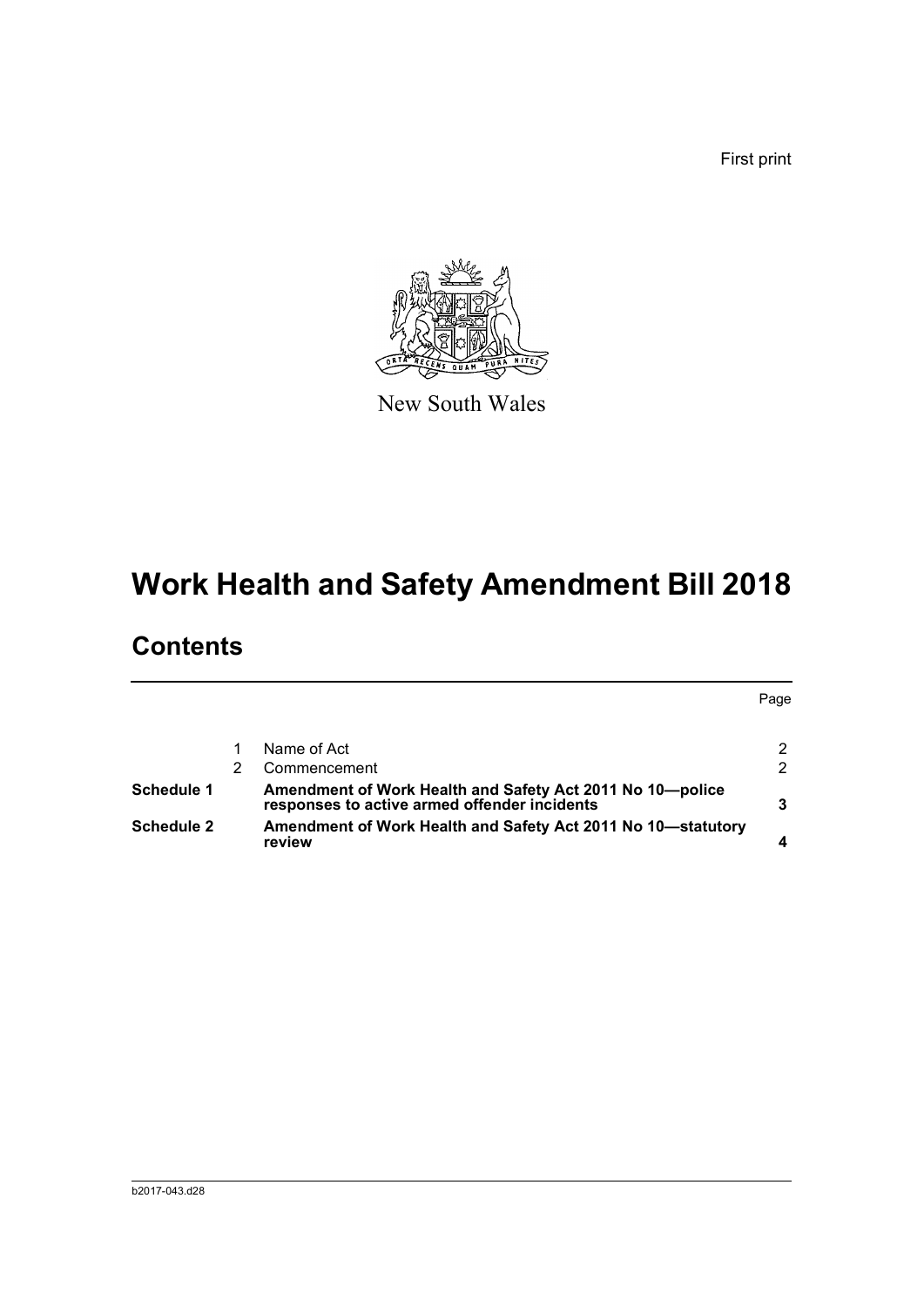First print

New South Wales

# Work Health and Safety Amendment Bill 2018

## Contents

| | | | Page |
|---|---|---|---|
| | 1 | Name of Act | 2 |
| | 2 | Commencement | 2 |
| **Schedule 1** | | **Amendment of Work Health and Safety Act 2011 No 10—police responses to active armed offender incidents** | **3** |
| **Schedule 2** | | **Amendment of Work Health and Safety Act 2011 No 10—statutory review** | **4** |

b2017-043.d28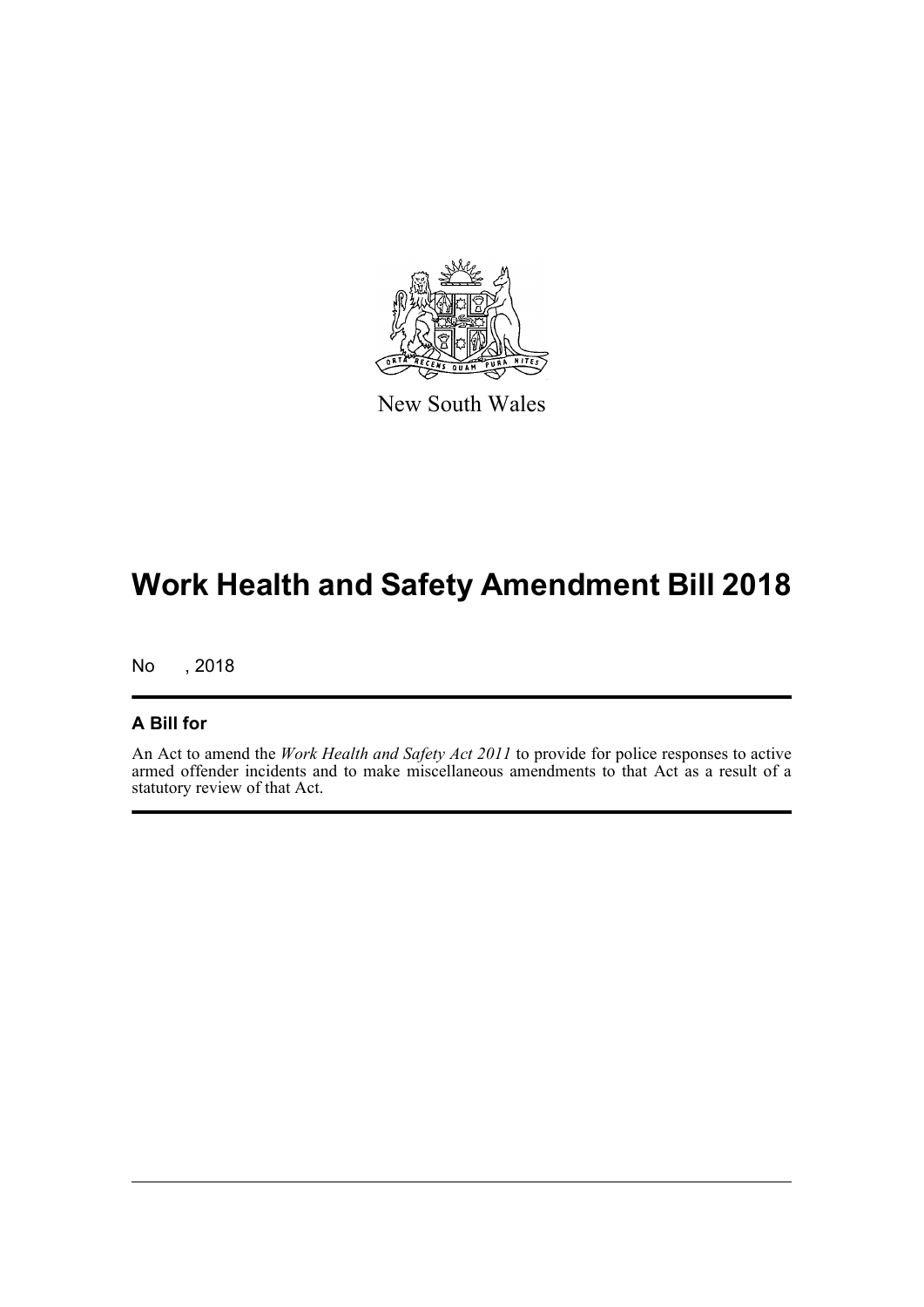New South Wales

# Work Health and Safety Amendment Bill 2018

No , 2018

## A Bill for

An Act to amend the *Work Health and Safety Act 2011* to provide for police responses to active armed offender incidents and to make miscellaneous amendments to that Act as a result of a statutory review of that Act.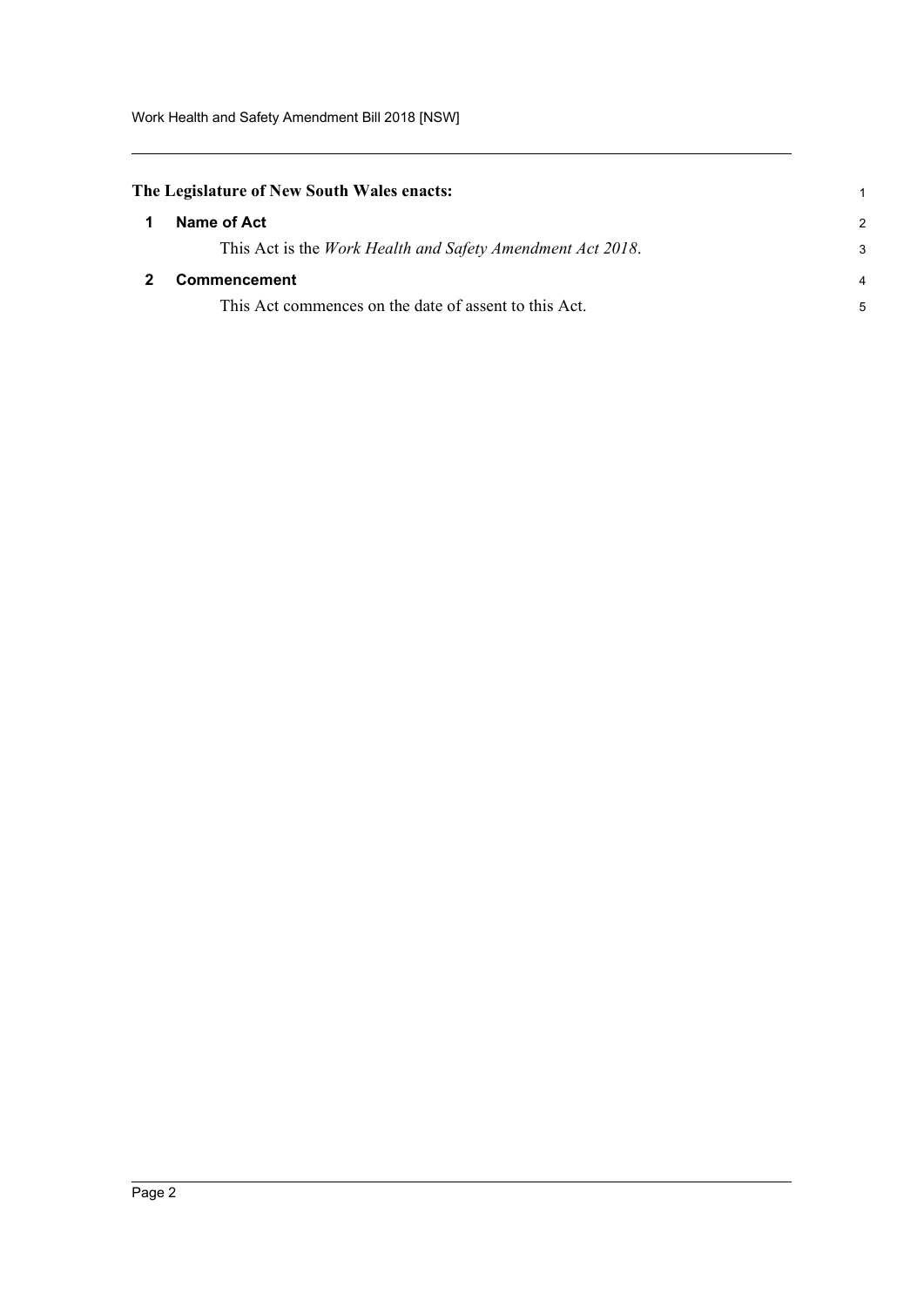**The Legislature of New South Wales enacts:**

## 1 Name of Act

This Act is the *Work Health and Safety Amendment Act 2018*.

## 2 Commencement

This Act commences on the date of assent to this Act.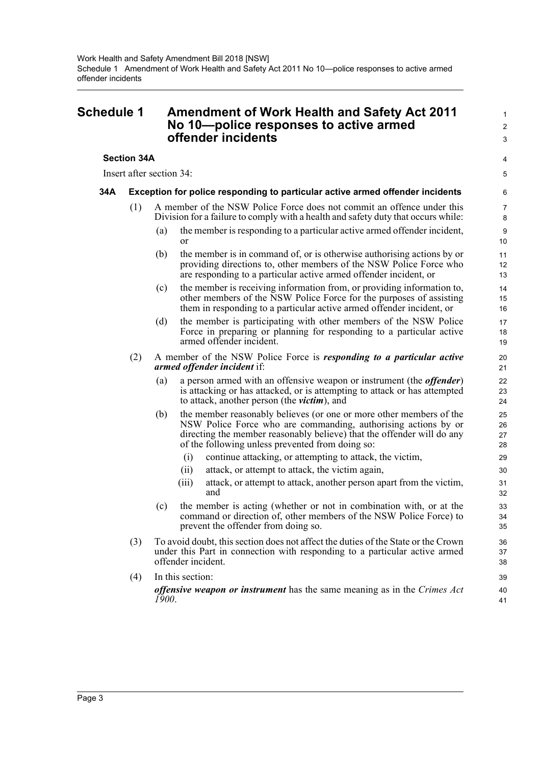# Schedule 1 Amendment of Work Health and Safety Act 2011 No 10—police responses to active armed offender incidents

### Section 34A

Insert after section 34:

#### 34A Exception for police responding to particular active armed offender incidents

(1) A member of the NSW Police Force does not commit an offence under this Division for a failure to comply with a health and safety duty that occurs while:

(a) the member is responding to a particular active armed offender incident, or

(b) the member is in command of, or is otherwise authorising actions by or providing directions to, other members of the NSW Police Force who are responding to a particular active armed offender incident, or

(c) the member is receiving information from, or providing information to, other members of the NSW Police Force for the purposes of assisting them in responding to a particular active armed offender incident, or

(d) the member is participating with other members of the NSW Police Force in preparing or planning for responding to a particular active armed offender incident.

(2) A member of the NSW Police Force is ***responding to a particular active armed offender incident*** if:

(a) a person armed with an offensive weapon or instrument (the ***offender***) is attacking or has attacked, or is attempting to attack or has attempted to attack, another person (the ***victim***), and

(b) the member reasonably believes (or one or more other members of the NSW Police Force who are commanding, authorising actions by or directing the member reasonably believe) that the offender will do any of the following unless prevented from doing so:

(i) continue attacking, or attempting to attack, the victim,

(ii) attack, or attempt to attack, the victim again,

(iii) attack, or attempt to attack, another person apart from the victim, and

(c) the member is acting (whether or not in combination with, or at the command or direction of, other members of the NSW Police Force) to prevent the offender from doing so.

(3) To avoid doubt, this section does not affect the duties of the State or the Crown under this Part in connection with responding to a particular active armed offender incident.

(4) In this section:

***offensive weapon or instrument*** has the same meaning as in the *Crimes Act 1900*.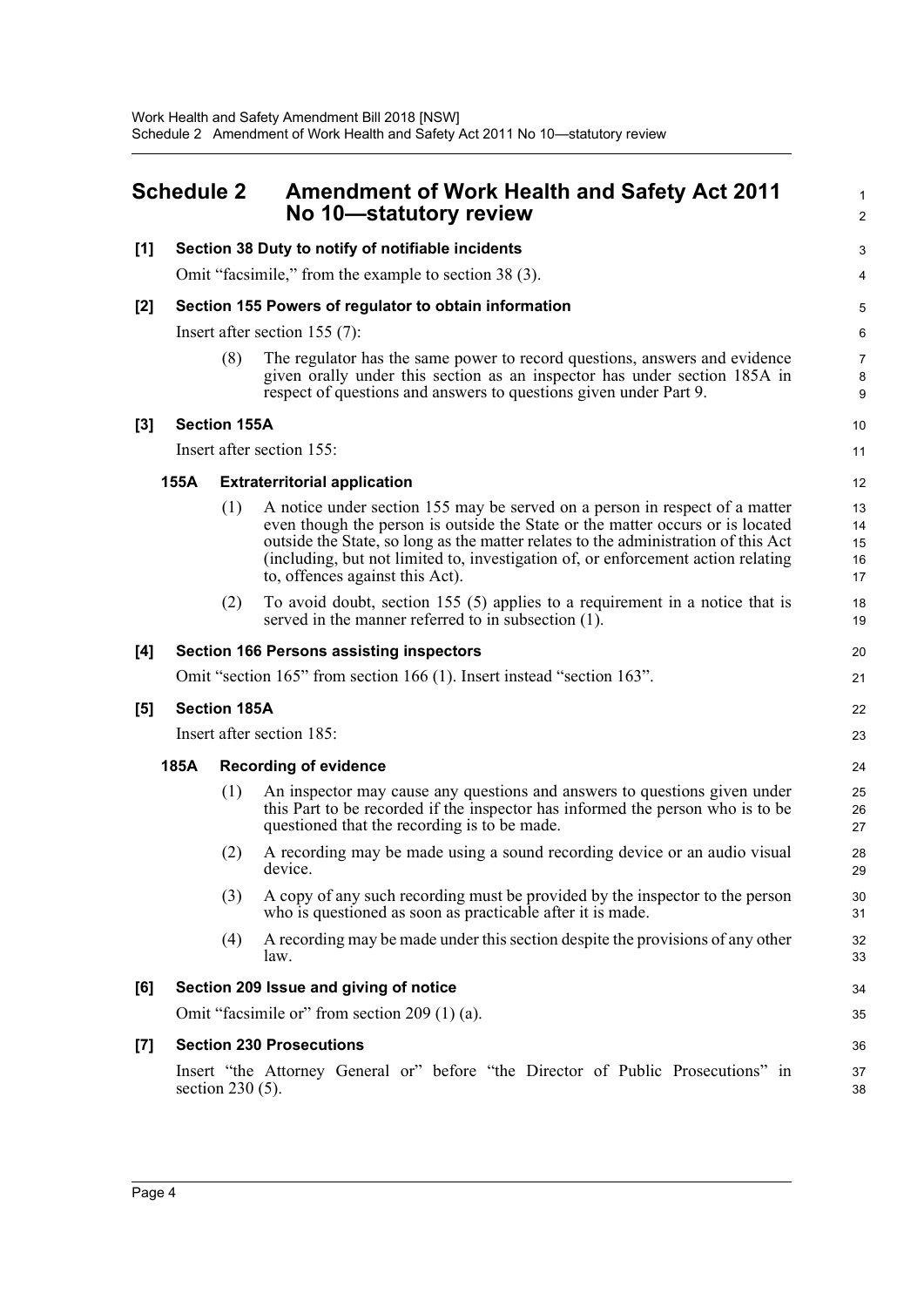## Schedule 2 Amendment of Work Health and Safety Act 2011 No 10—statutory review

**[1] Section 38 Duty to notify of notifiable incidents**

Omit "facsimile," from the example to section 38 (3).

**[2] Section 155 Powers of regulator to obtain information**

Insert after section 155 (7):

(8) The regulator has the same power to record questions, answers and evidence given orally under this section as an inspector has under section 185A in respect of questions and answers to questions given under Part 9.

**[3] Section 155A**

Insert after section 155:

**155A Extraterritorial application**

(1) A notice under section 155 may be served on a person in respect of a matter even though the person is outside the State or the matter occurs or is located outside the State, so long as the matter relates to the administration of this Act (including, but not limited to, investigation of, or enforcement action relating to, offences against this Act).

(2) To avoid doubt, section 155 (5) applies to a requirement in a notice that is served in the manner referred to in subsection (1).

**[4] Section 166 Persons assisting inspectors**

Omit "section 165" from section 166 (1). Insert instead "section 163".

**[5] Section 185A**

Insert after section 185:

**185A Recording of evidence**

(1) An inspector may cause any questions and answers to questions given under this Part to be recorded if the inspector has informed the person who is to be questioned that the recording is to be made.

(2) A recording may be made using a sound recording device or an audio visual device.

(3) A copy of any such recording must be provided by the inspector to the person who is questioned as soon as practicable after it is made.

(4) A recording may be made under this section despite the provisions of any other law.

**[6] Section 209 Issue and giving of notice**

Omit "facsimile or" from section 209 (1) (a).

**[7] Section 230 Prosecutions**

Insert "the Attorney General or" before "the Director of Public Prosecutions" in section 230 (5).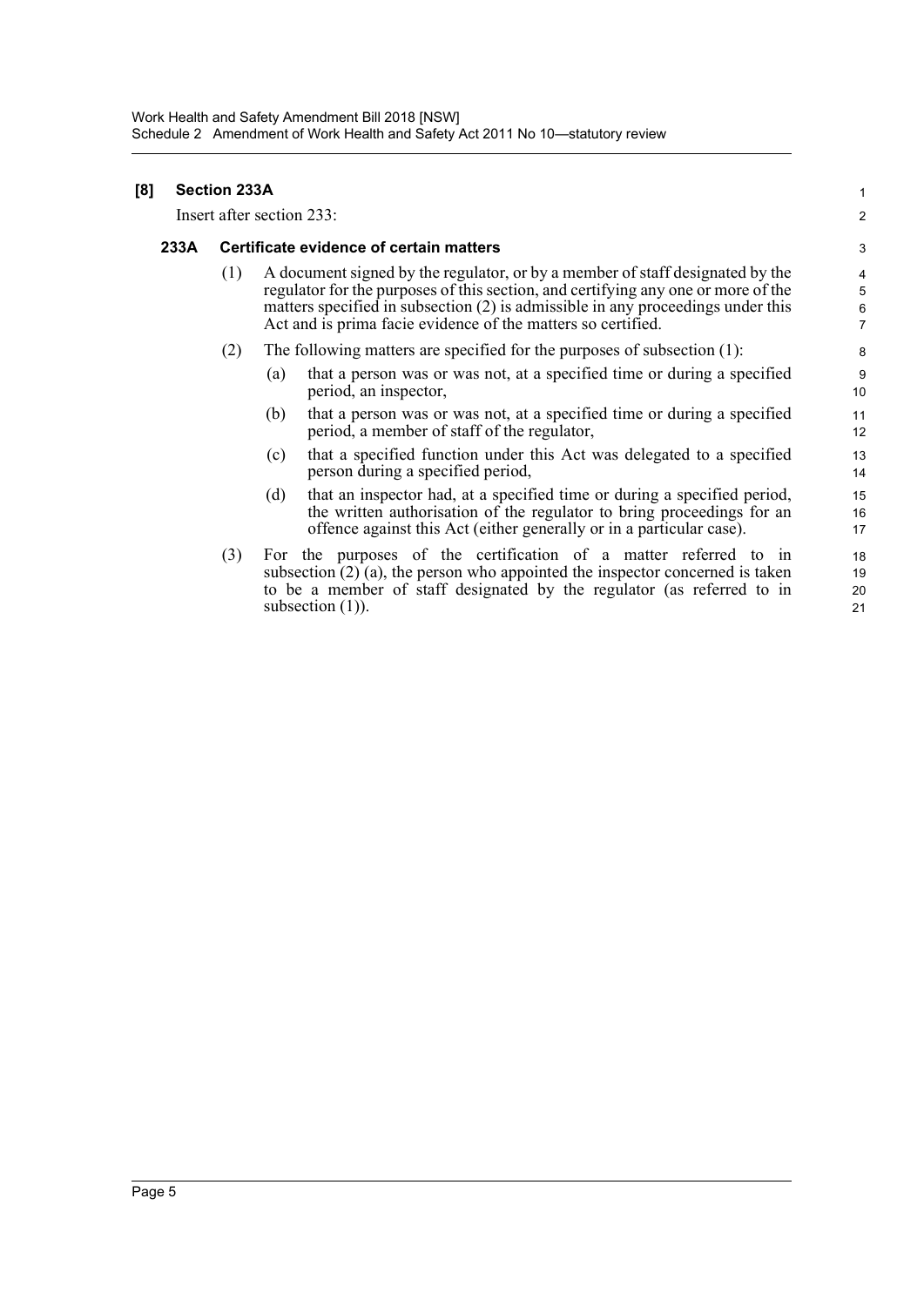**[8] Section 233A**

Insert after section 233:

**233A Certificate evidence of certain matters**

(1) A document signed by the regulator, or by a member of staff designated by the regulator for the purposes of this section, and certifying any one or more of the matters specified in subsection (2) is admissible in any proceedings under this Act and is prima facie evidence of the matters so certified.

(2) The following matters are specified for the purposes of subsection (1):

(a) that a person was or was not, at a specified time or during a specified period, an inspector,

(b) that a person was or was not, at a specified time or during a specified period, a member of staff of the regulator,

(c) that a specified function under this Act was delegated to a specified person during a specified period,

(d) that an inspector had, at a specified time or during a specified period, the written authorisation of the regulator to bring proceedings for an offence against this Act (either generally or in a particular case).

(3) For the purposes of the certification of a matter referred to in subsection (2) (a), the person who appointed the inspector concerned is taken to be a member of staff designated by the regulator (as referred to in subsection (1)).